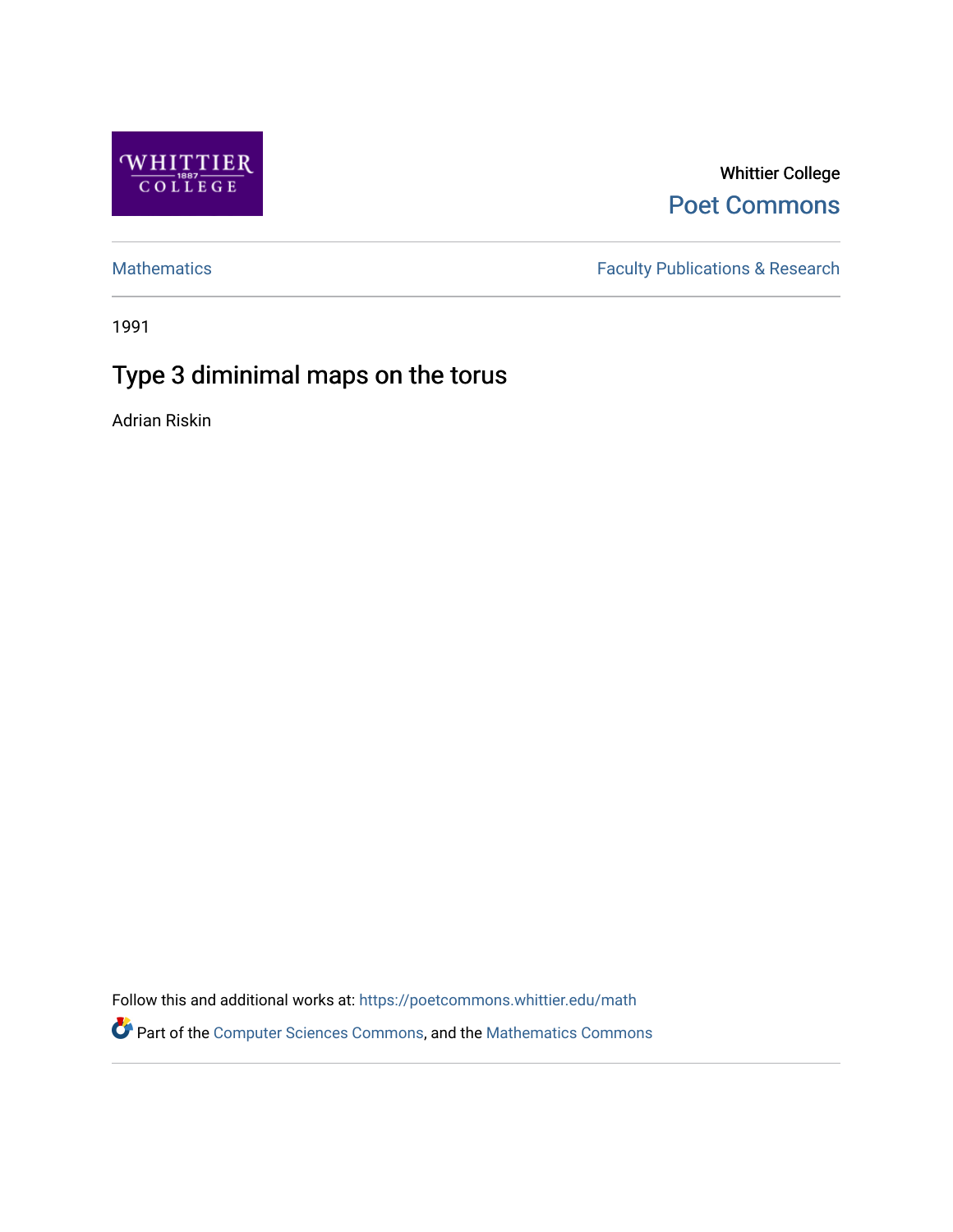Whittier College

Poet Commons

Mathematics

Faculty Publications & Research

1991

# Type 3 diminimal maps on the torus

Adrian Riskin

Follow this and additional works at: https://poetcommons.whittier.edu/math

Part of the Computer Sciences Commons, and the Mathematics Commons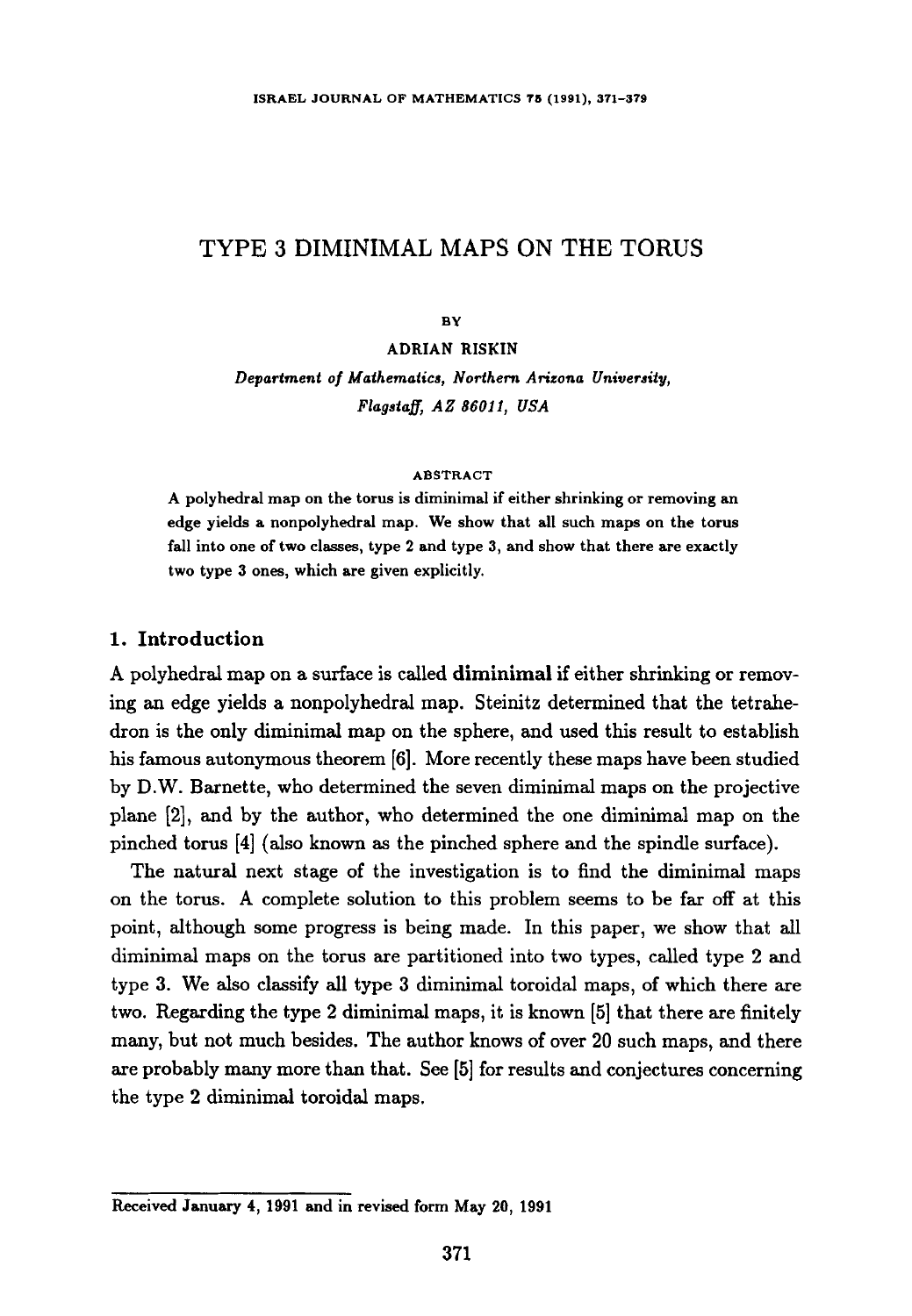# TYPE 3 DIMINIMAL MAPS ON THE TORUS

BY

ADRIAN RISKIN

*Department of Mathematics, Northern Arizona University, Flagstaff, AZ 86011, USA*

ABSTRACT

A polyhedral map on the torus is diminimal if either shrinking or removing an edge yields a nonpolyhedral map. We show that all such maps on the torus fall into one of two classes, type 2 and type 3, and show that there are exactly two type 3 ones, which are given explicitly.

## 1. Introduction

A polyhedral map on a surface is called **diminimal** if either shrinking or removing an edge yields a nonpolyhedral map. Steinitz determined that the tetrahedron is the only diminimal map on the sphere, and used this result to establish his famous autonymous theorem [6]. More recently these maps have been studied by D.W. Barnette, who determined the seven diminimal maps on the projective plane [2], and by the author, who determined the one diminimal map on the pinched torus [4] (also known as the pinched sphere and the spindle surface).

The natural next stage of the investigation is to find the diminimal maps on the torus. A complete solution to this problem seems to be far off at this point, although some progress is being made. In this paper, we show that all diminimal maps on the torus are partitioned into two types, called type 2 and type 3. We also classify all type 3 diminimal toroidal maps, of which there are two. Regarding the type 2 diminimal maps, it is known [5] that there are finitely many, but not much besides. The author knows of over 20 such maps, and there are probably many more than that. See [5] for results and conjectures concerning the type 2 diminimal toroidal maps.

Received January 4, 1991 and in revised form May 20, 1991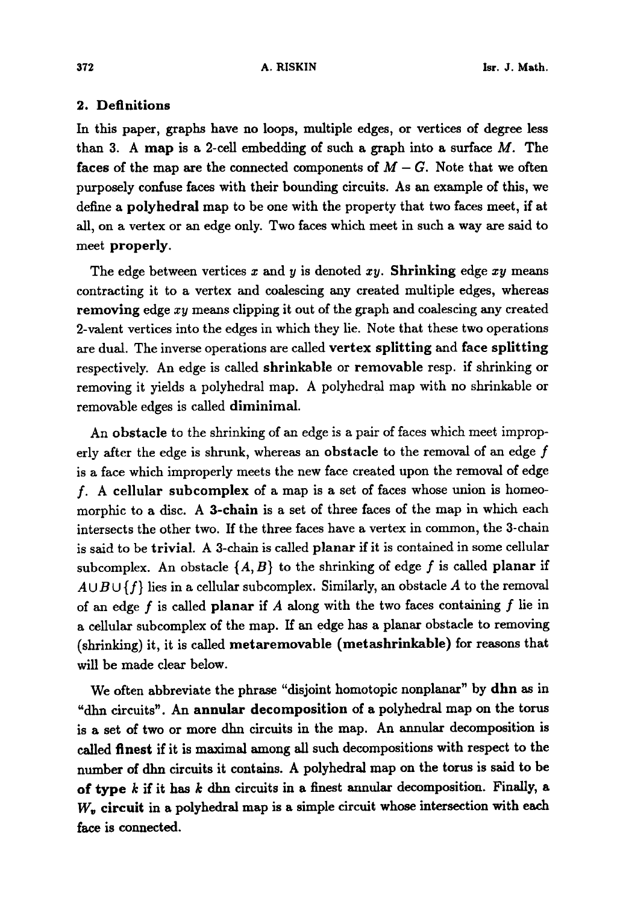## 2. Definitions

In this paper, graphs have no loops, multiple edges, or vertices of degree less than 3. A **map** is a 2-cell embedding of such a graph into a surface $M$. The **faces** of the map are the connected components of $M - G$. Note that we often purposely confuse faces with their bounding circuits. As an example of this, we define a **polyhedral** map to be one with the property that two faces meet, if at all, on a vertex or an edge only. Two faces which meet in such a way are said to meet **properly**.

The edge between vertices $x$ and $y$ is denoted $xy$. **Shrinking** edge $xy$ means contracting it to a vertex and coalescing any created multiple edges, whereas **removing** edge $xy$ means clipping it out of the graph and coalescing any created 2-valent vertices into the edges in which they lie. Note that these two operations are dual. The inverse operations are called **vertex splitting** and **face splitting** respectively. An edge is called **shrinkable** or **removable** resp. if shrinking or removing it yields a polyhedral map. A polyhedral map with no shrinkable or removable edges is called **diminimal**.

An **obstacle** to the shrinking of an edge is a pair of faces which meet improperly after the edge is shrunk, whereas an **obstacle** to the removal of an edge $f$ is a face which improperly meets the new face created upon the removal of edge $f$. A **cellular subcomplex** of a map is a set of faces whose union is homeomorphic to a disc. A **3-chain** is a set of three faces of the map in which each intersects the other two. If the three faces have a vertex in common, the 3-chain is said to be **trivial**. A 3-chain is called **planar** if it is contained in some cellular subcomplex. An obstacle $\{A, B\}$ to the shrinking of edge $f$ is called **planar** if $A \cup B \cup \{f\}$ lies in a cellular subcomplex. Similarly, an obstacle $A$ to the removal of an edge $f$ is called **planar** if $A$ along with the two faces containing $f$ lie in a cellular subcomplex of the map. If an edge has a planar obstacle to removing (shrinking) it, it is called **metaremovable (metashrinkable)** for reasons that will be made clear below.

We often abbreviate the phrase "disjoint homotopic nonplanar" by **dhn** as in "dhn circuits". An **annular decomposition** of a polyhedral map on the torus is a set of two or more dhn circuits in the map. An annular decomposition is called **finest** if it is maximal among all such decompositions with respect to the number of dhn circuits it contains. A polyhedral map on the torus is said to be **of type** $k$ if it has $k$ dhn circuits in a finest annular decomposition. Finally, a $W_v$ **circuit** in a polyhedral map is a simple circuit whose intersection with each face is connected.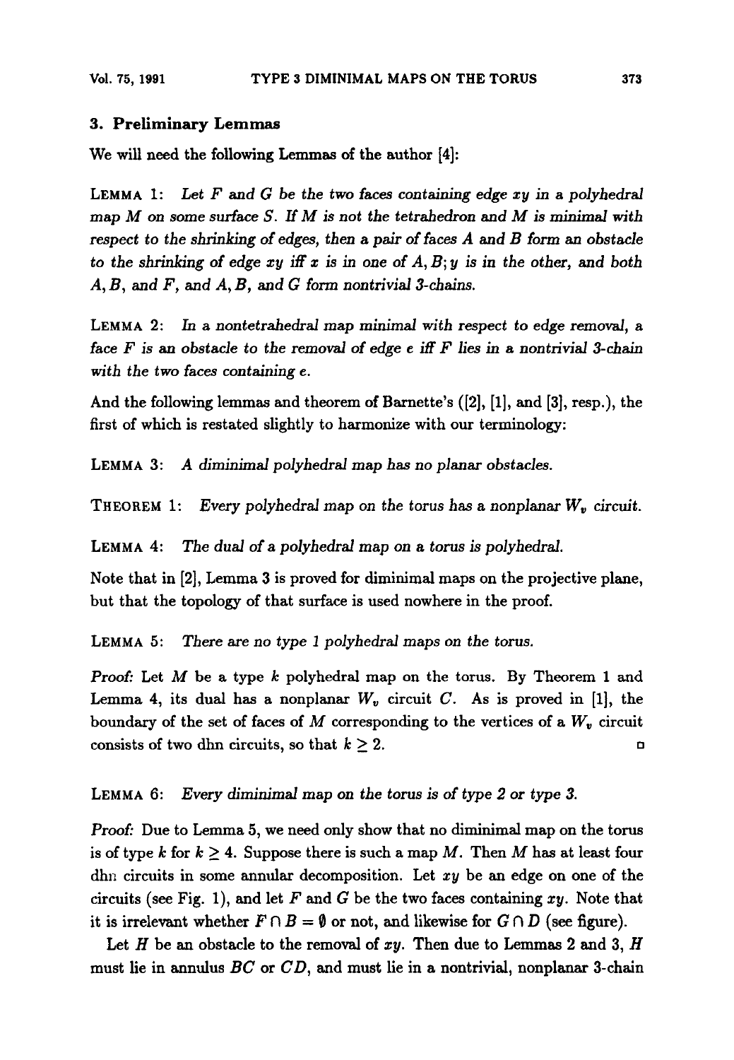## 3. Preliminary Lemmas

We will need the following Lemmas of the author [4]:

LEMMA 1: *Let $F$ and $G$ be the two faces containing edge $xy$ in a polyhedral map $M$ on some surface $S$. If $M$ is not the tetrahedron and $M$ is minimal with respect to the shrinking of edges, then a pair of faces $A$ and $B$ form an obstacle to the shrinking of edge $xy$ iff $x$ is in one of $A, B$; $y$ is in the other, and both $A, B$, and $F$, and $A, B$, and $G$ form nontrivial 3-chains.*

LEMMA 2: *In a nontetrahedral map minimal with respect to edge removal, a face $F$ is an obstacle to the removal of edge $e$ iff $F$ lies in a nontrivial 3-chain with the two faces containing $e$.*

And the following lemmas and theorem of Barnette's ([2], [1], and [3], resp.), the first of which is restated slightly to harmonize with our terminology:

LEMMA 3: *A diminimal polyhedral map has no planar obstacles.*

THEOREM 1: *Every polyhedral map on the torus has a nonplanar $W_v$ circuit.*

LEMMA 4: *The dual of a polyhedral map on a torus is polyhedral.*

Note that in [2], Lemma 3 is proved for diminimal maps on the projective plane, but that the topology of that surface is used nowhere in the proof.

LEMMA 5: *There are no type 1 polyhedral maps on the torus.*

*Proof:* Let $M$ be a type $k$ polyhedral map on the torus. By Theorem 1 and Lemma 4, its dual has a nonplanar $W_v$ circuit $C$. As is proved in [1], the boundary of the set of faces of $M$ corresponding to the vertices of a $W_v$ circuit consists of two dhn circuits, so that $k \geq 2$. □

LEMMA 6: *Every diminimal map on the torus is of type 2 or type 3.*

*Proof:* Due to Lemma 5, we need only show that no diminimal map on the torus is of type $k$ for $k \geq 4$. Suppose there is such a map $M$. Then $M$ has at least four dhn circuits in some annular decomposition. Let $xy$ be an edge on one of the circuits (see Fig. 1), and let $F$ and $G$ be the two faces containing $xy$. Note that it is irrelevant whether $F \cap B = \emptyset$ or not, and likewise for $G \cap D$ (see figure).

Let $H$ be an obstacle to the removal of $xy$. Then due to Lemmas 2 and 3, $H$ must lie in annulus $BC$ or $CD$, and must lie in a nontrivial, nonplanar 3-chain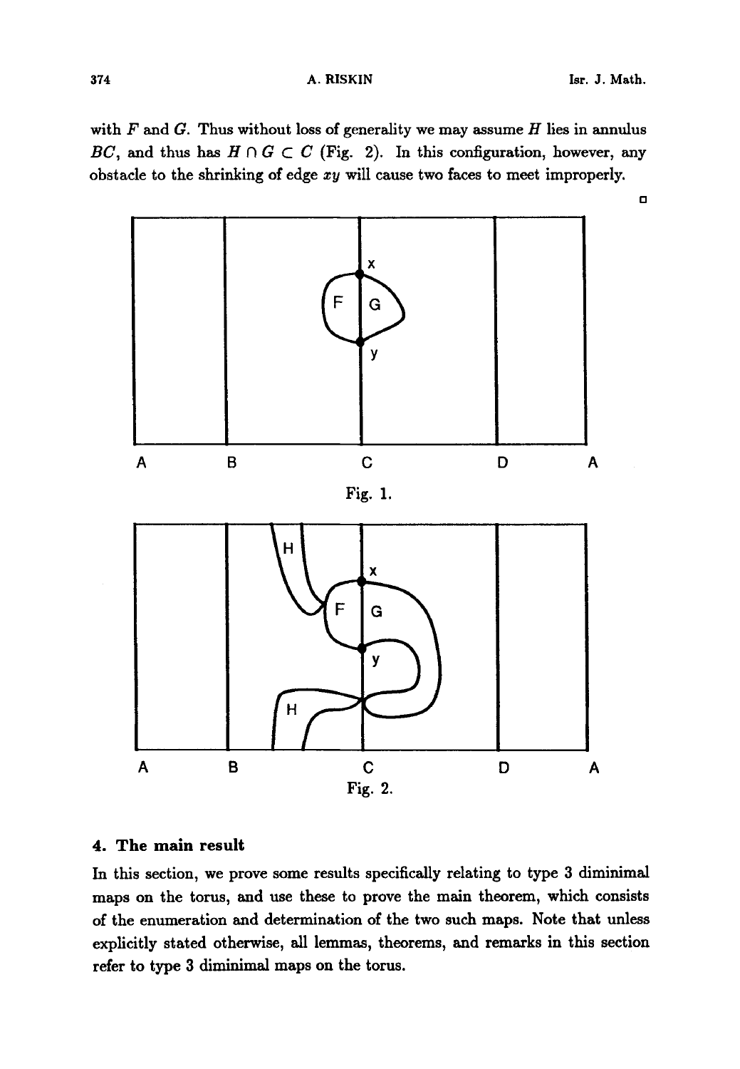with $F$ and $G$. Thus without loss of generality we may assume $H$ lies in annulus $BC$, and thus has $H \cap G \subset C$ (Fig. 2). In this configuration, however, any obstacle to the shrinking of edge $xy$ will cause two faces to meet improperly. □

Fig. 1.

Fig. 2.

## 4. The main result

In this section, we prove some results specifically relating to type 3 diminimal maps on the torus, and use these to prove the main theorem, which consists of the enumeration and determination of the two such maps. Note that unless explicitly stated otherwise, all lemmas, theorems, and remarks in this section refer to type 3 diminimal maps on the torus.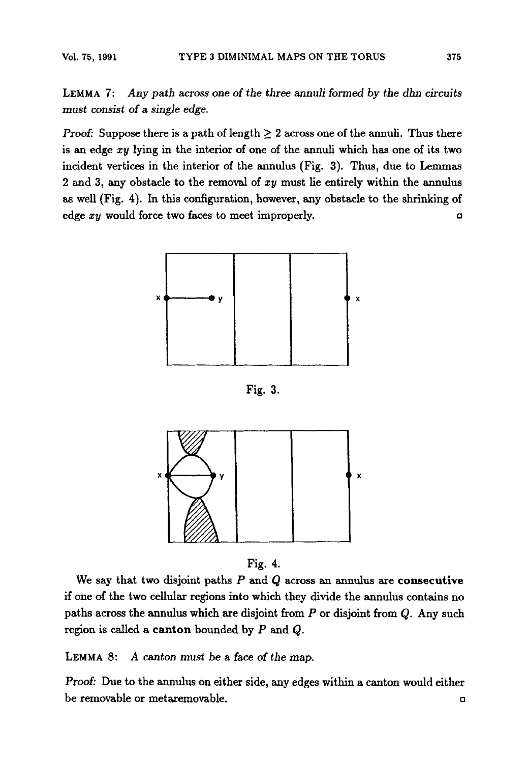**Lemma 7:** *Any path across one of the three annuli formed by the dhn circuits must consist of a single edge.*

*Proof:* Suppose there is a path of length $\geq 2$ across one of the annuli. Thus there is an edge $xy$ lying in the interior of one of the annuli which has one of its two incident vertices in the interior of the annulus (Fig. 3). Thus, due to Lemmas 2 and 3, any obstacle to the removal of $xy$ must lie entirely within the annulus as well (Fig. 4). In this configuration, however, any obstacle to the shrinking of edge $xy$ would force two faces to meet improperly. □

Fig. 3.

Fig. 4.

We say that two disjoint paths $P$ and $Q$ across an annulus are **consecutive** if one of the two cellular regions into which they divide the annulus contains no paths across the annulus which are disjoint from $P$ or disjoint from $Q$. Any such region is called a **canton** bounded by $P$ and $Q$.

**Lemma 8:** *A canton must be a face of the map.*

*Proof:* Due to the annulus on either side, any edges within a canton would either be removable or metaremovable. □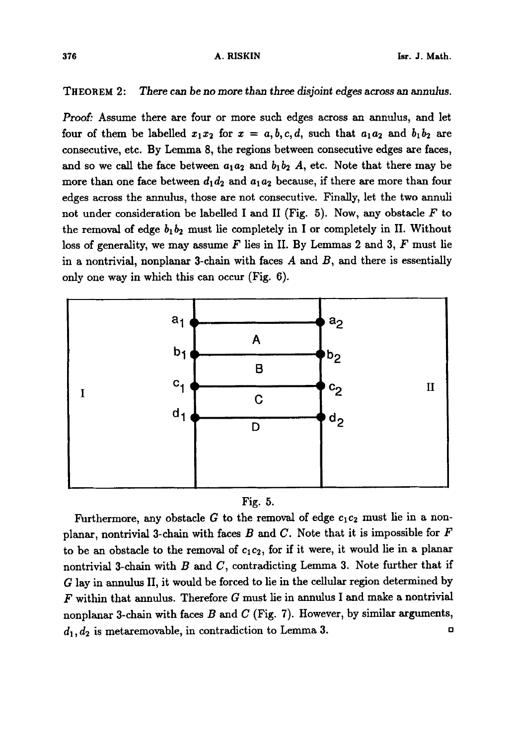THEOREM 2: *There can be no more than three disjoint edges across an annulus.*

*Proof:* Assume there are four or more such edges across an annulus, and let four of them be labelled $x_1x_2$ for $x = a, b, c, d$, such that $a_1a_2$ and $b_1b_2$ are consecutive, etc. By Lemma 8, the regions between consecutive edges are faces, and so we call the face between $a_1a_2$ and $b_1b_2$ $A$, etc. Note that there may be more than one face between $d_1d_2$ and $a_1a_2$ because, if there are more than four edges across the annulus, those are not consecutive. Finally, let the two annuli not under consideration be labelled I and II (Fig. 5). Now, any obstacle $F$ to the removal of edge $b_1b_2$ must lie completely in I or completely in II. Without loss of generality, we may assume $F$ lies in II. By Lemmas 2 and 3, $F$ must lie in a nontrivial, nonplanar 3-chain with faces $A$ and $B$, and there is essentially only one way in which this can occur (Fig. 6).

Fig. 5.

Furthermore, any obstacle $G$ to the removal of edge $c_1c_2$ must lie in a nonplanar, nontrivial 3-chain with faces $B$ and $C$. Note that it is impossible for $F$ to be an obstacle to the removal of $c_1c_2$, for if it were, it would lie in a planar nontrivial 3-chain with $B$ and $C$, contradicting Lemma 3. Note further that if $G$ lay in annulus II, it would be forced to lie in the cellular region determined by $F$ within that annulus. Therefore $G$ must lie in annulus I and make a nontrivial nonplanar 3-chain with faces $B$ and $C$ (Fig. 7). However, by similar arguments, $d_1, d_2$ is metaremovable, in contradiction to Lemma 3. ◻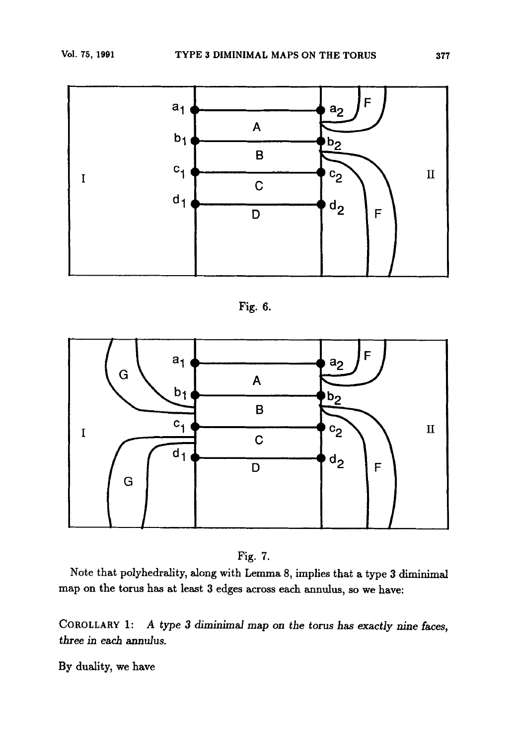Fig. 6.

Fig. 7.

Note that polyhedrality, along with Lemma 8, implies that a type 3 diminimal map on the torus has at least 3 edges across each annulus, so we have:

COROLLARY 1: *A type 3 diminimal map on the torus has exactly nine faces, three in each annulus.*

By duality, we have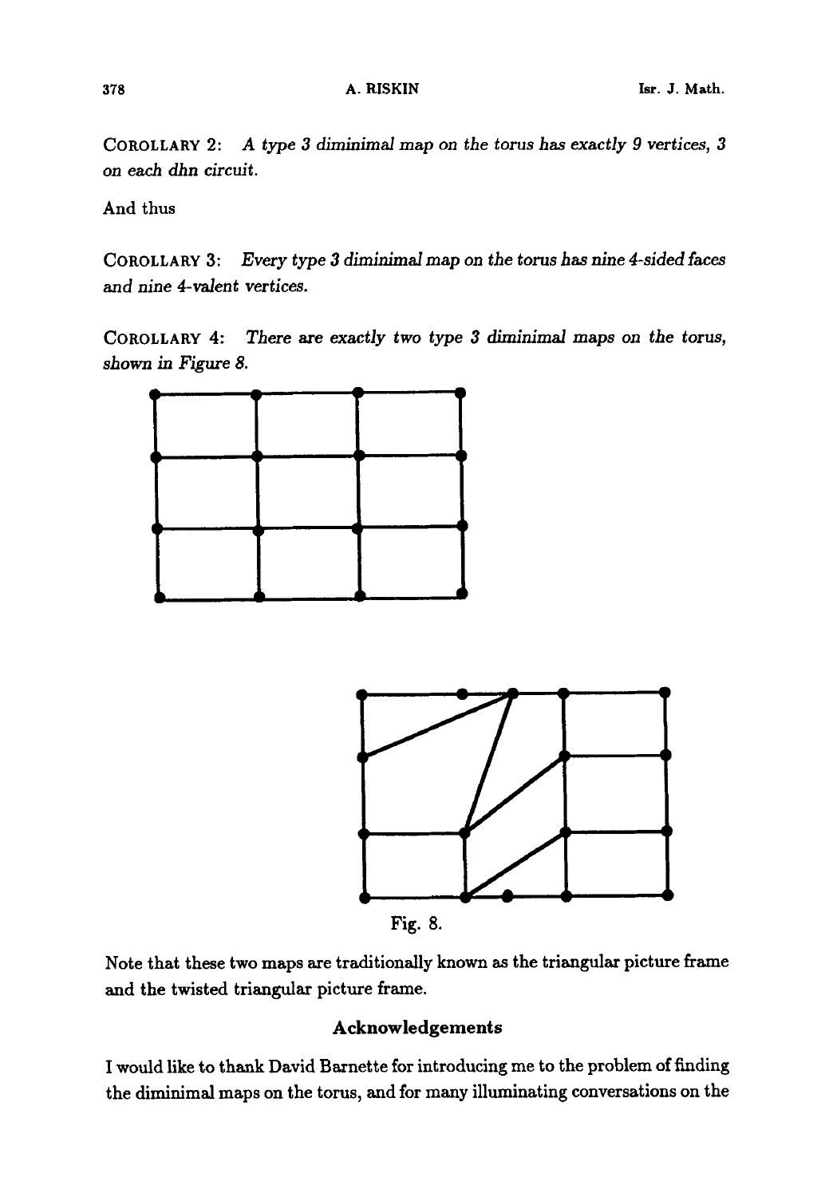COROLLARY 2: *A type 3 diminimal map on the torus has exactly 9 vertices, 3 on each dhn circuit.*

And thus

COROLLARY 3: *Every type 3 diminimal map on the torus has nine 4-sided faces and nine 4-valent vertices.*

COROLLARY 4: *There are exactly two type 3 diminimal maps on the torus, shown in Figure 8.*

Fig. 8.

Note that these two maps are traditionally known as the triangular picture frame and the twisted triangular picture frame.

## Acknowledgements

I would like to thank David Barnette for introducing me to the problem of finding the diminimal maps on the torus, and for many illuminating conversations on the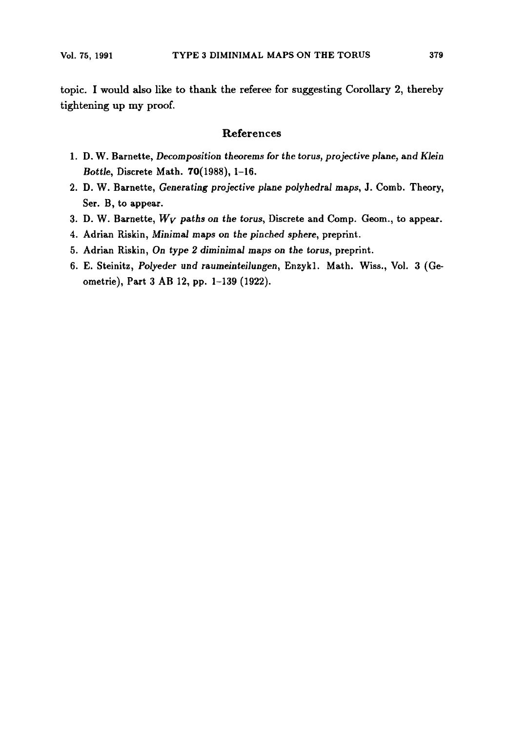topic. I would also like to thank the referee for suggesting Corollary 2, thereby tightening up my proof.

## References

1. D. W. Barnette, *Decomposition theorems for the torus, projective plane, and Klein Bottle*, Discrete Math. **70**(1988), 1–16.
2. D. W. Barnette, *Generating projective plane polyhedral maps*, J. Comb. Theory, Ser. B, to appear.
3. D. W. Barnette, *$W_V$ paths on the torus*, Discrete and Comp. Geom., to appear.
4. Adrian Riskin, *Minimal maps on the pinched sphere*, preprint.
5. Adrian Riskin, *On type 2 diminimal maps on the torus*, preprint.
6. E. Steinitz, *Polyeder und raumeinteilungen*, Enzykl. Math. Wiss., Vol. 3 (Geometrie), Part 3 AB 12, pp. 1–139 (1922).